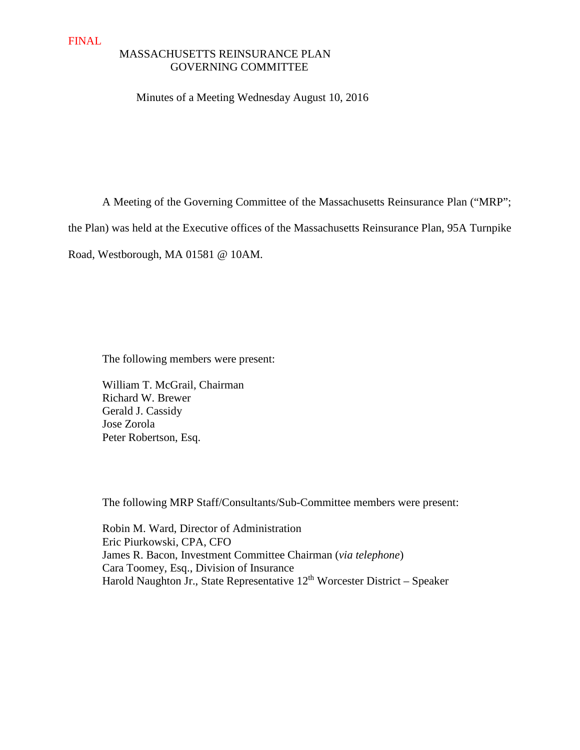FINAL

# MASSACHUSETTS REINSURANCE PLAN
# GOVERNING COMMITTEE

Minutes of a Meeting Wednesday August 10, 2016

A Meeting of the Governing Committee of the Massachusetts Reinsurance Plan ("MRP"; the Plan) was held at the Executive offices of the Massachusetts Reinsurance Plan, 95A Turnpike Road, Westborough, MA 01581 @ 10AM.

The following members were present:

William T. McGrail, Chairman
Richard W. Brewer
Gerald J. Cassidy
Jose Zorola
Peter Robertson, Esq.

The following MRP Staff/Consultants/Sub-Committee members were present:

Robin M. Ward, Director of Administration
Eric Piurkowski, CPA, CFO
James R. Bacon, Investment Committee Chairman (*via telephone*)
Cara Toomey, Esq., Division of Insurance
Harold Naughton Jr., State Representative 12th Worcester District – Speaker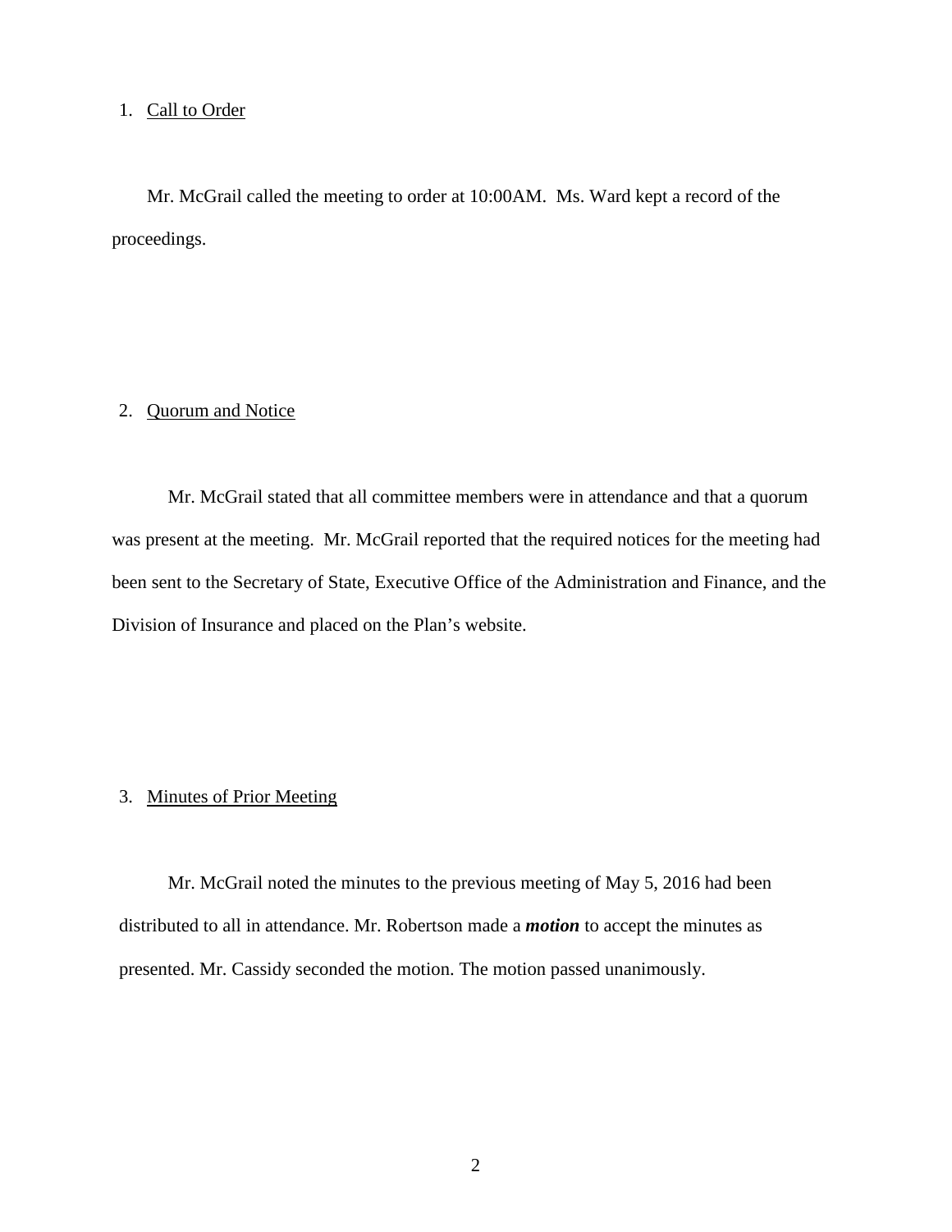1. Call to Order

Mr. McGrail called the meeting to order at 10:00AM. Ms. Ward kept a record of the proceedings.

2. Quorum and Notice

Mr. McGrail stated that all committee members were in attendance and that a quorum was present at the meeting. Mr. McGrail reported that the required notices for the meeting had been sent to the Secretary of State, Executive Office of the Administration and Finance, and the Division of Insurance and placed on the Plan's website.

3. Minutes of Prior Meeting

Mr. McGrail noted the minutes to the previous meeting of May 5, 2016 had been distributed to all in attendance. Mr. Robertson made a ***motion*** to accept the minutes as presented. Mr. Cassidy seconded the motion. The motion passed unanimously.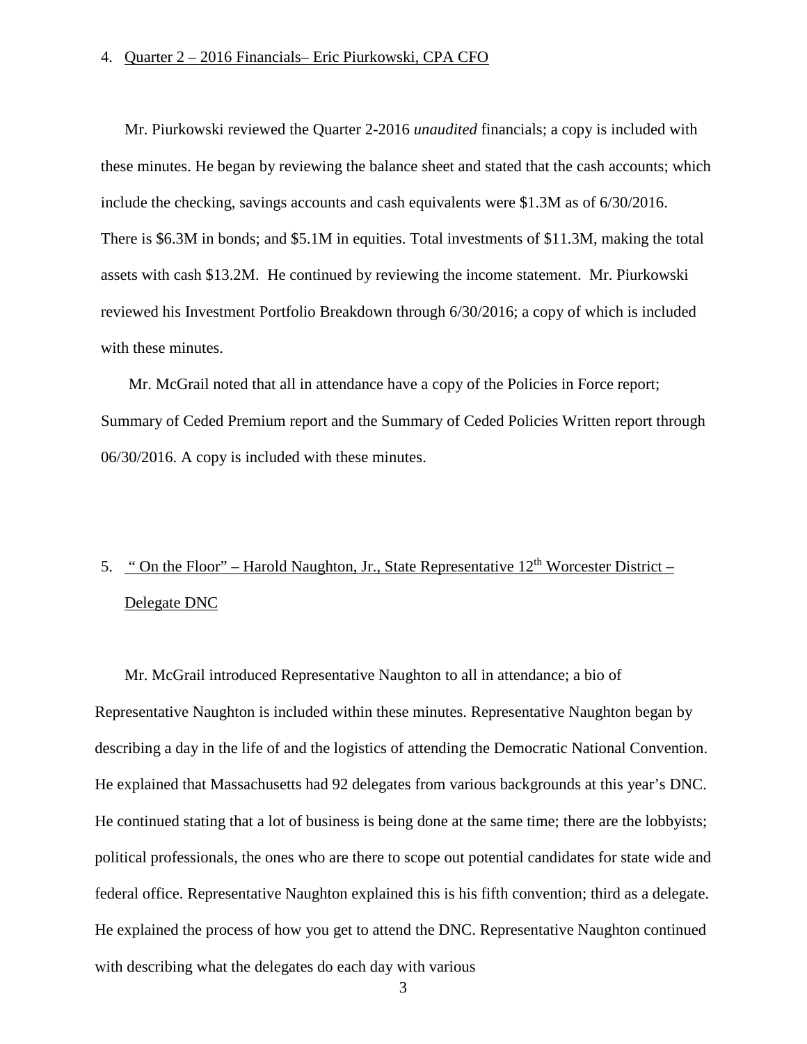4. <u>Quarter 2 – 2016 Financials– Eric Piurkowski, CPA CFO</u>

Mr. Piurkowski reviewed the Quarter 2-2016 *unaudited* financials; a copy is included with these minutes. He began by reviewing the balance sheet and stated that the cash accounts; which include the checking, savings accounts and cash equivalents were $1.3M as of 6/30/2016. There is $6.3M in bonds; and $5.1M in equities. Total investments of $11.3M, making the total assets with cash $13.2M. He continued by reviewing the income statement. Mr. Piurkowski reviewed his Investment Portfolio Breakdown through 6/30/2016; a copy of which is included with these minutes.

Mr. McGrail noted that all in attendance have a copy of the Policies in Force report; Summary of Ceded Premium report and the Summary of Ceded Policies Written report through 06/30/2016. A copy is included with these minutes.

5. <u>" On the Floor" – Harold Naughton, Jr., State Representative 12th Worcester District – Delegate DNC</u>

Mr. McGrail introduced Representative Naughton to all in attendance; a bio of Representative Naughton is included within these minutes. Representative Naughton began by describing a day in the life of and the logistics of attending the Democratic National Convention. He explained that Massachusetts had 92 delegates from various backgrounds at this year's DNC. He continued stating that a lot of business is being done at the same time; there are the lobbyists; political professionals, the ones who are there to scope out potential candidates for state wide and federal office. Representative Naughton explained this is his fifth convention; third as a delegate. He explained the process of how you get to attend the DNC. Representative Naughton continued with describing what the delegates do each day with various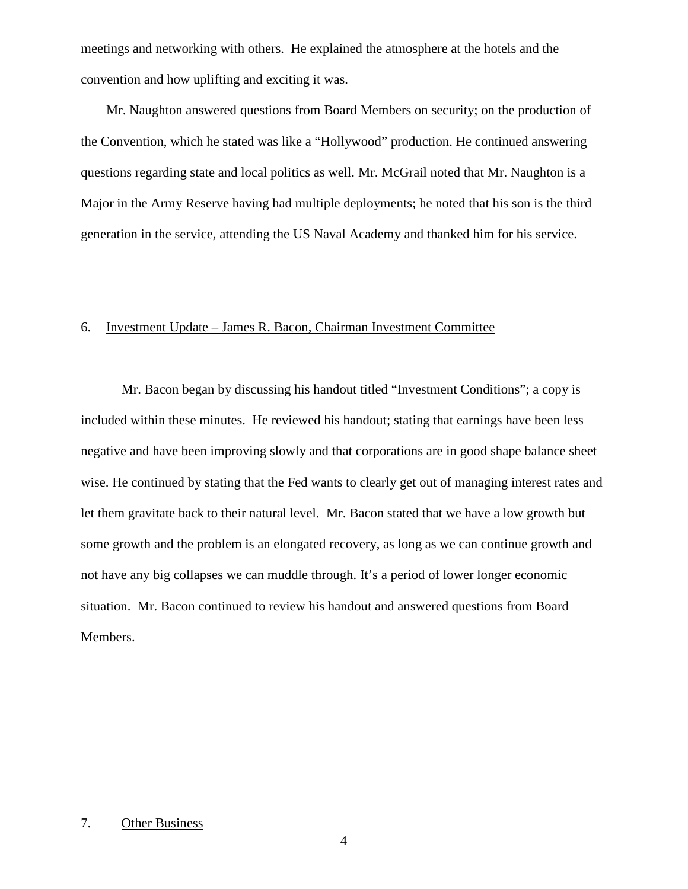meetings and networking with others. He explained the atmosphere at the hotels and the convention and how uplifting and exciting it was.

Mr. Naughton answered questions from Board Members on security; on the production of the Convention, which he stated was like a “Hollywood” production. He continued answering questions regarding state and local politics as well. Mr. McGrail noted that Mr. Naughton is a Major in the Army Reserve having had multiple deployments; he noted that his son is the third generation in the service, attending the US Naval Academy and thanked him for his service.

6. Investment Update – James R. Bacon, Chairman Investment Committee

Mr. Bacon began by discussing his handout titled “Investment Conditions”; a copy is included within these minutes. He reviewed his handout; stating that earnings have been less negative and have been improving slowly and that corporations are in good shape balance sheet wise. He continued by stating that the Fed wants to clearly get out of managing interest rates and let them gravitate back to their natural level. Mr. Bacon stated that we have a low growth but some growth and the problem is an elongated recovery, as long as we can continue growth and not have any big collapses we can muddle through. It’s a period of lower longer economic situation. Mr. Bacon continued to review his handout and answered questions from Board Members.

7. Other Business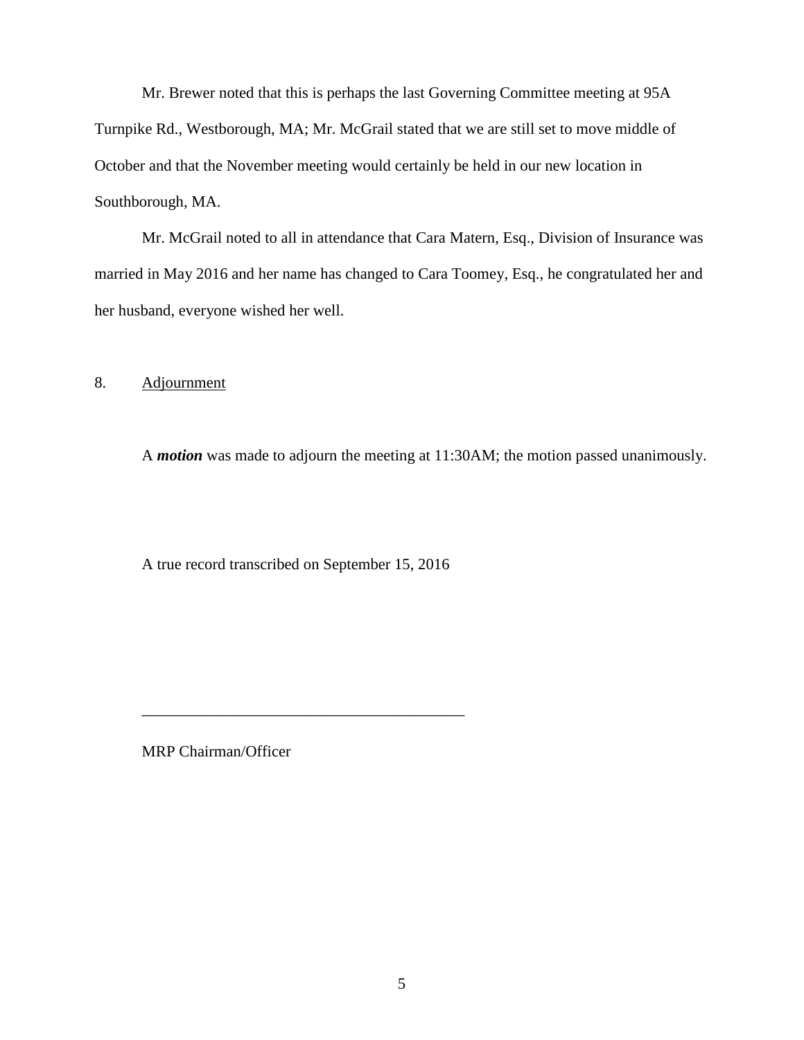Mr. Brewer noted that this is perhaps the last Governing Committee meeting at 95A Turnpike Rd., Westborough, MA; Mr. McGrail stated that we are still set to move middle of October and that the November meeting would certainly be held in our new location in Southborough, MA.

Mr. McGrail noted to all in attendance that Cara Matern, Esq., Division of Insurance was married in May 2016 and her name has changed to Cara Toomey, Esq., he congratulated her and her husband, everyone wished her well.

8. Adjournment

A ***motion*** was made to adjourn the meeting at 11:30AM; the motion passed unanimously.

A true record transcribed on September 15, 2016

\_\_\_\_\_\_\_\_\_\_\_\_\_\_\_\_\_\_\_\_\_\_\_\_\_\_\_\_\_\_\_\_\_\_\_\_\_\_\_\_

MRP Chairman/Officer